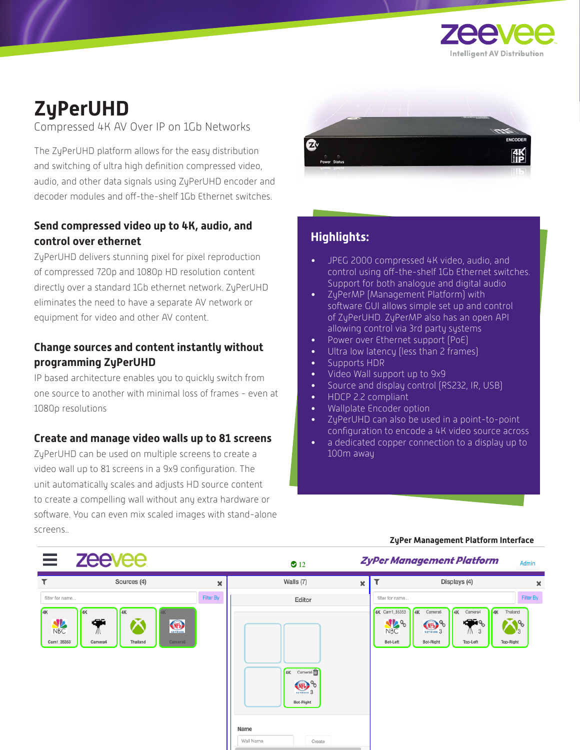# ZyPerUHD

Compressed 4K AV Over IP on 1Gb Networks

The ZyPerUHD platform allows for the easy distribution and switching of ultra high definition compressed video, audio, and other data signals using ZyPerUHD encoder and decoder modules and off-the-shelf 1Gb Ethernet switches.

### Send compressed video up to 4K, audio, and control over ethernet

ZyPerUHD delivers stunning pixel for pixel reproduction of compressed 720p and 1080p HD resolution content directly over a standard 1Gb ethernet network. ZyPerUHD eliminates the need to have a separate AV network or equipment for video and other AV content.

### Change sources and content instantly without programming ZyPerUHD

IP based architecture enables you to quickly switch from one source to another with minimal loss of frames - even at 1080p resolutions

### Create and manage video walls up to 81 screens

ZyPerUHD can be used on multiple screens to create a video wall up to 81 screens in a 9x9 configuration. The unit automatically scales and adjusts HD source content to create a compelling wall without any extra hardware or software. You can even mix scaled images with stand-alone screens..

## Highlights:

- JPEG 2000 compressed 4K video, audio, and control using off-the-shelf 1Gb Ethernet switches. Support for both analogue and digital audio
- ZyPerMP (Management Platform) with software GUI allows simple set up and control of ZyPerUHD. ZyPerMP also has an open API allowing control via 3rd party systems
- Power over Ethernet support (PoE)
- Ultra low latency (less than 2 frames)
- Supports HDR
- Video Wall support up to 9x9
- Source and display control (RS232, IR, USB)
- HDCP 2.2 compliant
- Wallplate Encoder option
- ZyPerUHD can also be used in a point-to-point configuration to encode a 4K video source across
- a dedicated copper connection to a display up to 100m away

ZyPer Management Platform Interface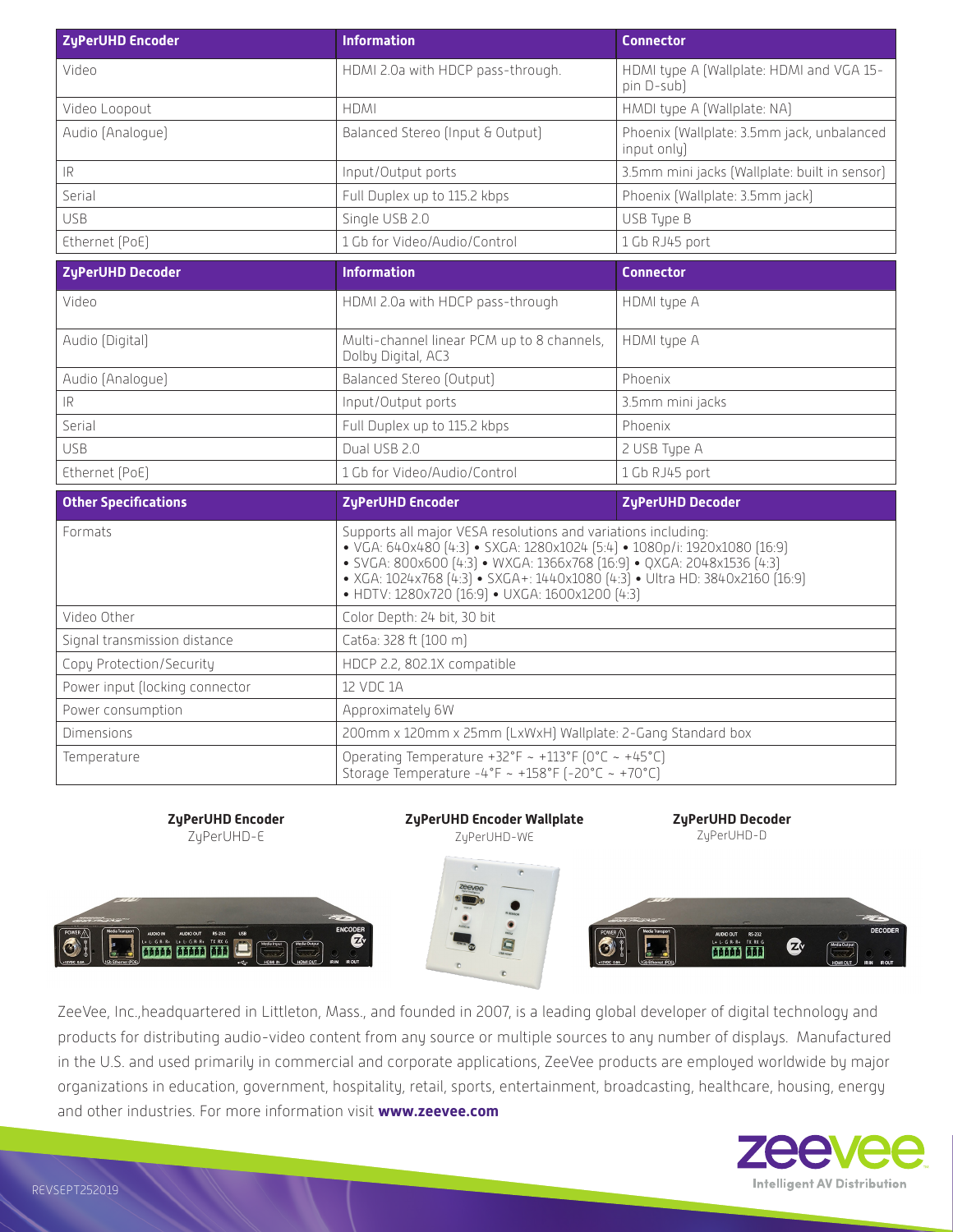| ZyPerUHD Encoder | Information | Connector |
|---|---|---|
| Video | HDMI 2.0a with HDCP pass-through. | HDMI type A (Wallplate: HDMI and VGA 15-pin D-sub) |
| Video Loopout | HDMI | HMDI type A (Wallplate: NA) |
| Audio (Analogue) | Balanced Stereo (Input & Output) | Phoenix (Wallplate: 3.5mm jack, unbalanced input only) |
| IR | Input/Output ports | 3.5mm mini jacks (Wallplate: built in sensor) |
| Serial | Full Duplex up to 115.2 kbps | Phoenix (Wallplate: 3.5mm jack) |
| USB | Single USB 2.0 | USB Type B |
| Ethernet (PoE) | 1 Gb for Video/Audio/Control | 1 Gb RJ45 port |

| ZyPerUHD Decoder | Information | Connector |
|---|---|---|
| Video | HDMI 2.0a with HDCP pass-through | HDMI type A |
| Audio (Digital) | Multi-channel linear PCM up to 8 channels, Dolby Digital, AC3 | HDMI type A |
| Audio (Analogue) | Balanced Stereo (Output) | Phoenix |
| IR | Input/Output ports | 3.5mm mini jacks |
| Serial | Full Duplex up to 115.2 kbps | Phoenix |
| USB | Dual USB 2.0 | 2 USB Type A |
| Ethernet (PoE) | 1 Gb for Video/Audio/Control | 1 Gb RJ45 port |

| Other Specifications | ZyPerUHD Encoder | ZyPerUHD Decoder |
|---|---|---|
| Formats | Supports all major VESA resolutions and variations including: • VGA: 640x480 (4:3) • SXGA: 1280x1024 (5:4) • 1080p/i: 1920x1080 (16:9) • SVGA: 800x600 (4:3) • WXGA: 1366x768 (16:9) • QXGA: 2048x1536 (4:3) • XGA: 1024x768 (4:3) • SXGA+: 1440x1080 (4:3) • Ultra HD: 3840x2160 (16:9) • HDTV: 1280x720 (16:9) • UXGA: 1600x1200 (4:3) | |
| Video Other | Color Depth: 24 bit, 30 bit | |
| Signal transmission distance | Cat6a: 328 ft (100 m) | |
| Copy Protection/Security | HDCP 2.2, 802.1X compatible | |
| Power input (locking connector | 12 VDC 1A | |
| Power consumption | Approximately 6W | |
| Dimensions | 200mm x 120mm x 25mm (LxWxH) Wallplate: 2-Gang Standard box | |
| Temperature | Operating Temperature +32°F ~ +113°F (0°C ~ +45°C) Storage Temperature -4°F ~ +158°F (-20°C ~ +70°C) | |

**ZyPerUHD Encoder**
ZyPerUHD-E

**ZyPerUHD Encoder Wallplate**
ZyPerUHD-WE

**ZyPerUHD Decoder**
ZyPerUHD-D

ZeeVee, Inc.,headquartered in Littleton, Mass., and founded in 2007, is a leading global developer of digital technology and products for distributing audio-video content from any source or multiple sources to any number of displays. Manufactured in the U.S. and used primarily in commercial and corporate applications, ZeeVee products are employed worldwide by major organizations in education, government, hospitality, retail, sports, entertainment, broadcasting, healthcare, housing, energy and other industries. For more information visit **www.zeevee.com**

zeevee
Intelligent AV Distribution

REVSEPT252019